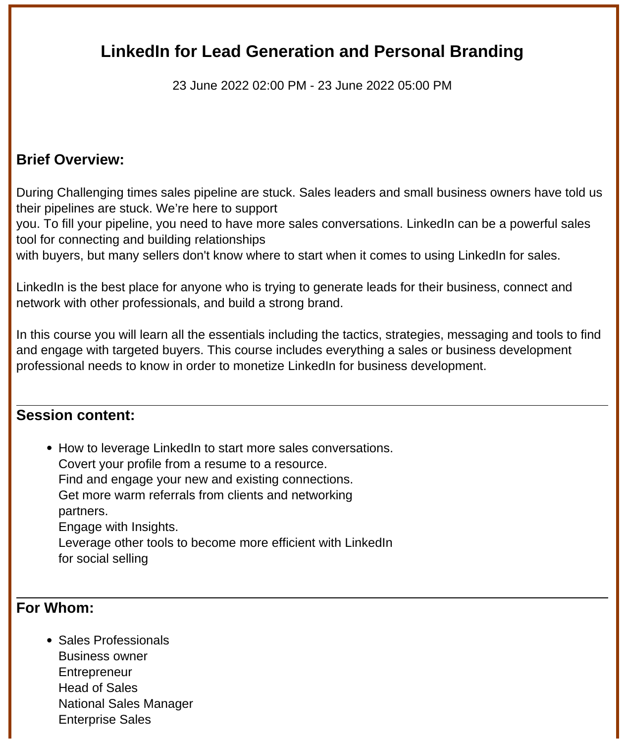# LinkedIn for Lead Generation and Personal Branding

23 June 2022 02:00 PM - 23 June 2022 05:00 PM

## Brief Overview:

During Challenging times sales pipeline are stuck. Sales leaders and small business owners have told us their pipelines are stuck. We're here to support you. To fill your pipeline, you need to have more sales conversations. LinkedIn can be a powerful sales tool for connecting and building relationships with buyers, but many sellers don't know where to start when it comes to using LinkedIn for sales.

LinkedIn is the best place for anyone who is trying to generate leads for their business, connect and network with other professionals, and build a strong brand.

In this course you will learn all the essentials including the tactics, strategies, messaging and tools to find and engage with targeted buyers. This course includes everything a sales or business development professional needs to know in order to monetize LinkedIn for business development.

---

## Session content:

- How to leverage LinkedIn to start more sales conversations.
  Covert your profile from a resume to a resource.
  Find and engage your new and existing connections.
  Get more warm referrals from clients and networking partners.
  Engage with Insights.
  Leverage other tools to become more efficient with LinkedIn for social selling

---

## For Whom:

- Sales Professionals
  Business owner
  Entrepreneur
  Head of Sales
  National Sales Manager
  Enterprise Sales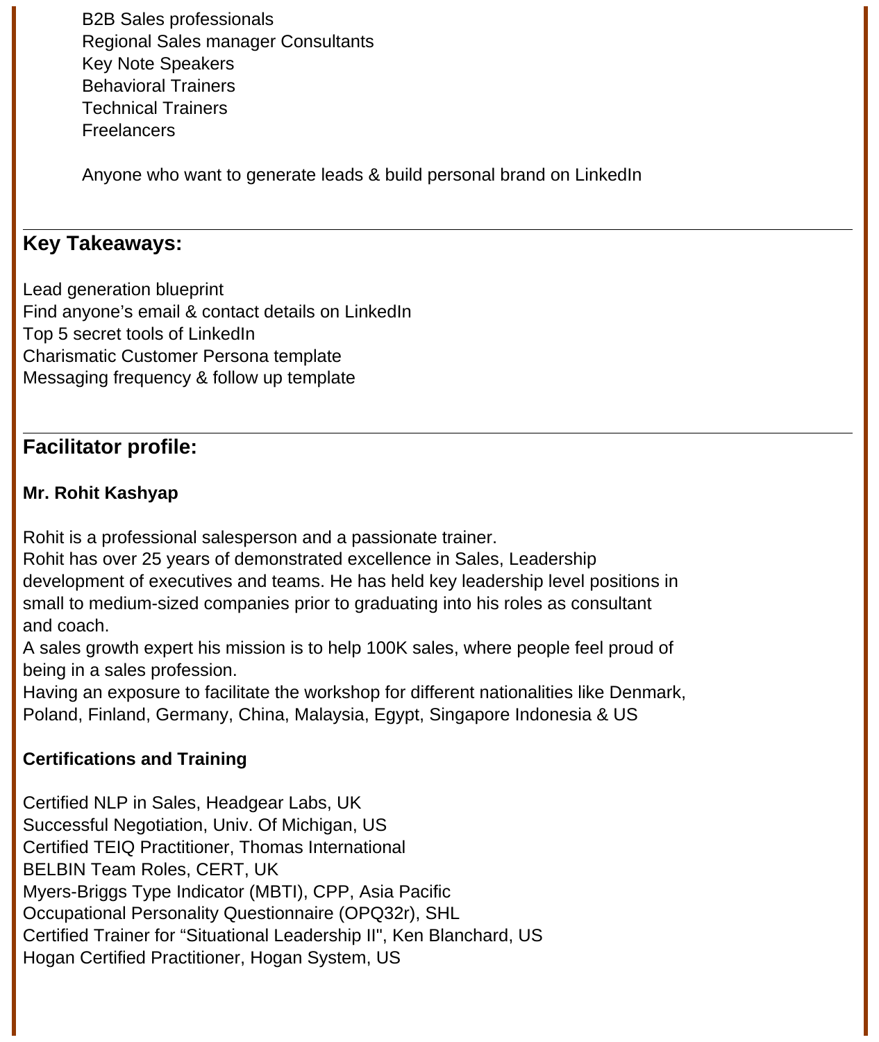B2B Sales professionals
Regional Sales manager Consultants
Key Note Speakers
Behavioral Trainers
Technical Trainers
Freelancers

Anyone who want to generate leads & build personal brand on LinkedIn

---

## Key Takeaways:

Lead generation blueprint
Find anyone's email & contact details on LinkedIn
Top 5 secret tools of LinkedIn
Charismatic Customer Persona template
Messaging frequency & follow up template

---

## Facilitator profile:

**Mr. Rohit Kashyap**

Rohit is a professional salesperson and a passionate trainer.
Rohit has over 25 years of demonstrated excellence in Sales, Leadership development of executives and teams. He has held key leadership level positions in small to medium-sized companies prior to graduating into his roles as consultant and coach.
A sales growth expert his mission is to help 100K sales, where people feel proud of being in a sales profession.
Having an exposure to facilitate the workshop for different nationalities like Denmark, Poland, Finland, Germany, China, Malaysia, Egypt, Singapore Indonesia & US

**Certifications and Training**

Certified NLP in Sales, Headgear Labs, UK
Successful Negotiation, Univ. Of Michigan, US
Certified TEIQ Practitioner, Thomas International
BELBIN Team Roles, CERT, UK
Myers-Briggs Type Indicator (MBTI), CPP, Asia Pacific
Occupational Personality Questionnaire (OPQ32r), SHL
Certified Trainer for "Situational Leadership II", Ken Blanchard, US
Hogan Certified Practitioner, Hogan System, US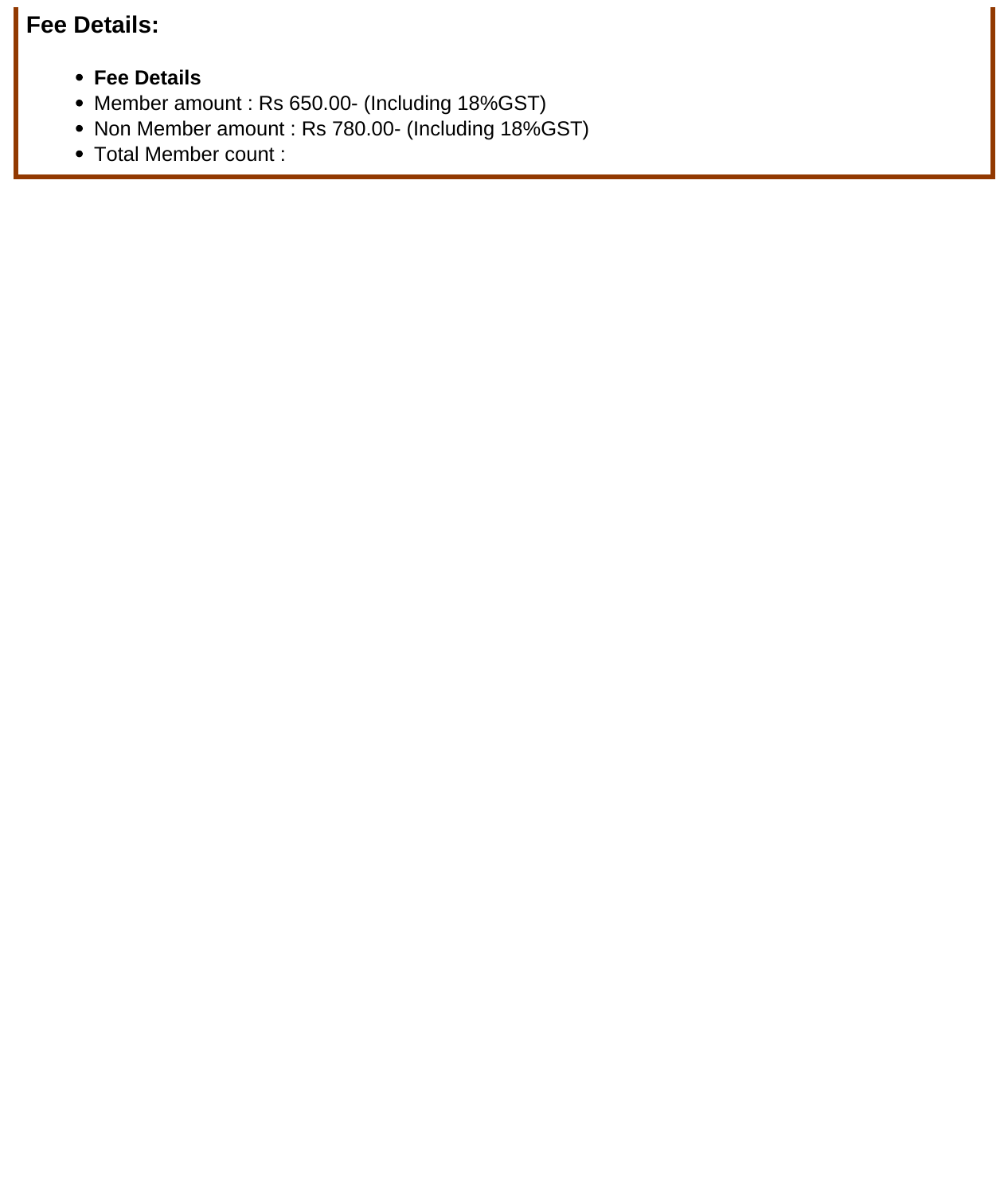**Fee Details:**

- **Fee Details**
- Member amount : Rs 650.00- (Including 18%GST)
- Non Member amount : Rs 780.00- (Including 18%GST)
- Total Member count :